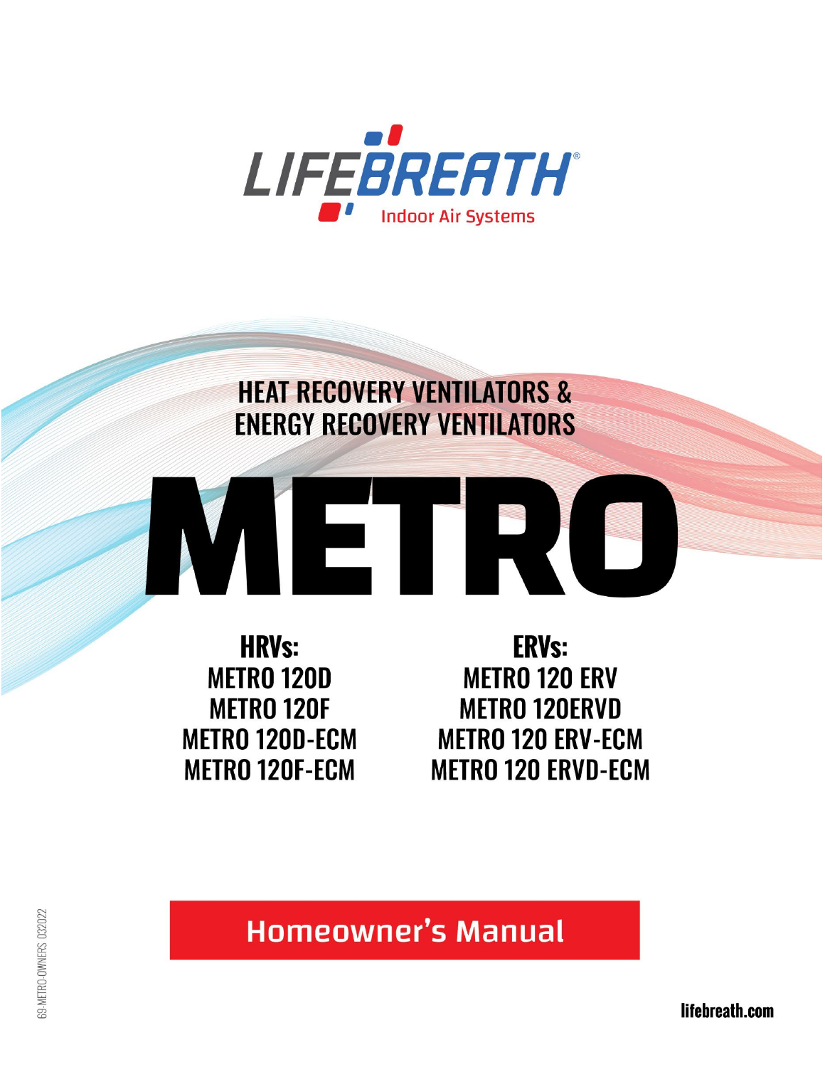LIFEBREATH®
Indoor Air Systems

## HEAT RECOVERY VENTILATORS & ENERGY RECOVERY VENTILATORS

# METRO

**HRVs:**
METRO 120D
METRO 120F
METRO 120D-ECM
METRO 120F-ECM

**ERVs:**
METRO 120 ERV
METRO 120ERVD
METRO 120 ERV-ECM
METRO 120 ERVD-ECM

## Homeowner's Manual

69-METRO-OWNERS 032022

lifebreath.com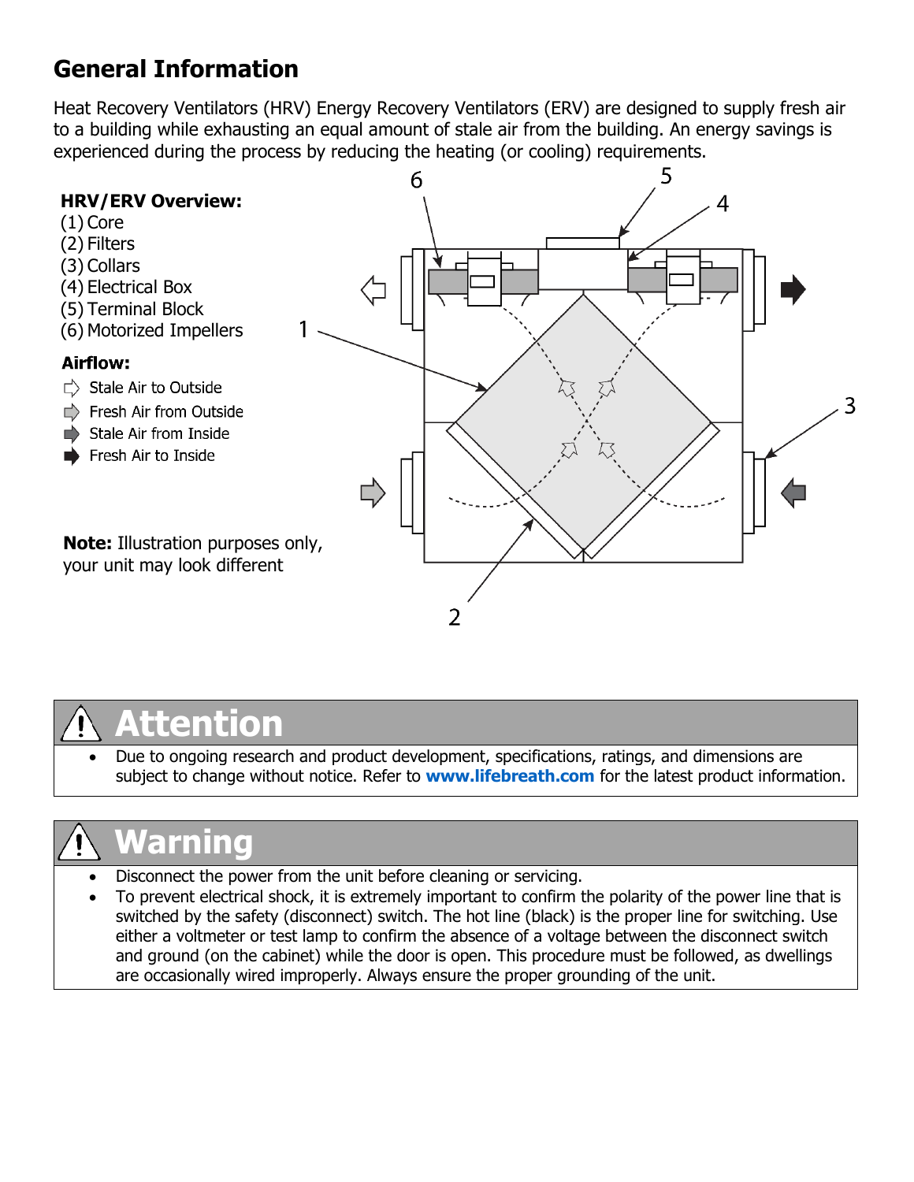## General Information

Heat Recovery Ventilators (HRV) Energy Recovery Ventilators (ERV) are designed to supply fresh air to a building while exhausting an equal amount of stale air from the building. An energy savings is experienced during the process by reducing the heating (or cooling) requirements.

**HRV/ERV Overview:**

(1) Core
(2) Filters
(3) Collars
(4) Electrical Box
(5) Terminal Block
(6) Motorized Impellers

**Airflow:**

- Stale Air to Outside
- Fresh Air from Outside
- Stale Air from Inside
- Fresh Air to Inside

**Note:** Illustration purposes only, your unit may look different

## ⚠ Attention

- Due to ongoing research and product development, specifications, ratings, and dimensions are subject to change without notice. Refer to **www.lifebreath.com** for the latest product information.

## ⚠ Warning

- Disconnect the power from the unit before cleaning or servicing.
- To prevent electrical shock, it is extremely important to confirm the polarity of the power line that is switched by the safety (disconnect) switch. The hot line (black) is the proper line for switching. Use either a voltmeter or test lamp to confirm the absence of a voltage between the disconnect switch and ground (on the cabinet) while the door is open. This procedure must be followed, as dwellings are occasionally wired improperly. Always ensure the proper grounding of the unit.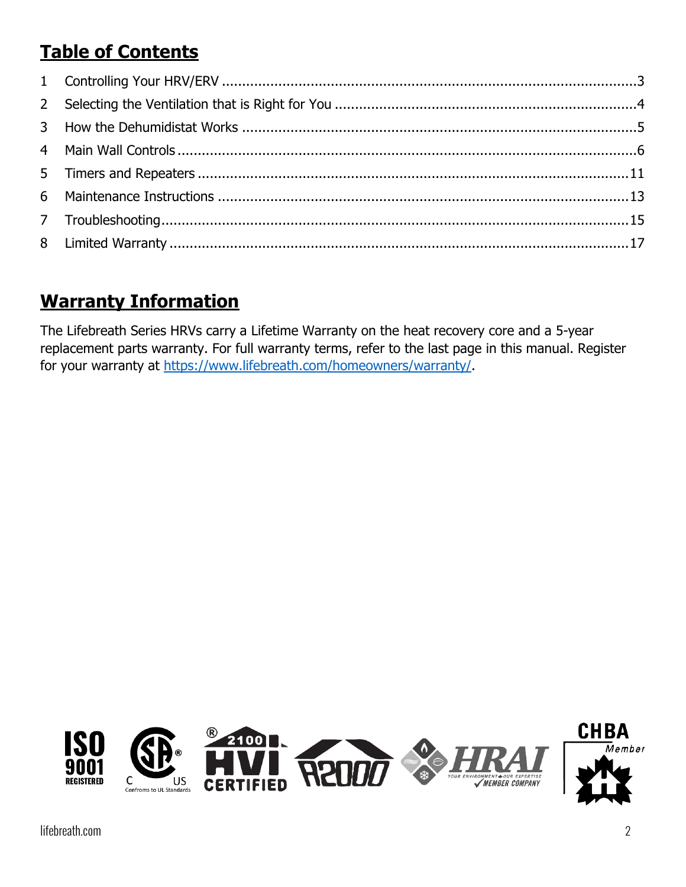## Table of Contents

1 Controlling Your HRV/ERV ....................................................................................................3
2 Selecting the Ventilation that is Right for You ..........................................................................4
3 How the Dehumidistat Works .................................................................................................5
4 Main Wall Controls ...............................................................................................................6
5 Timers and Repeaters ...........................................................................................................11
6 Maintenance Instructions .....................................................................................................13
7 Troubleshooting...................................................................................................................15
8 Limited Warranty .................................................................................................................17

## Warranty Information

The Lifebreath Series HRVs carry a Lifetime Warranty on the heat recovery core and a 5-year replacement parts warranty. For full warranty terms, refer to the last page in this manual. Register for your warranty at https://www.lifebreath.com/homeowners/warranty/.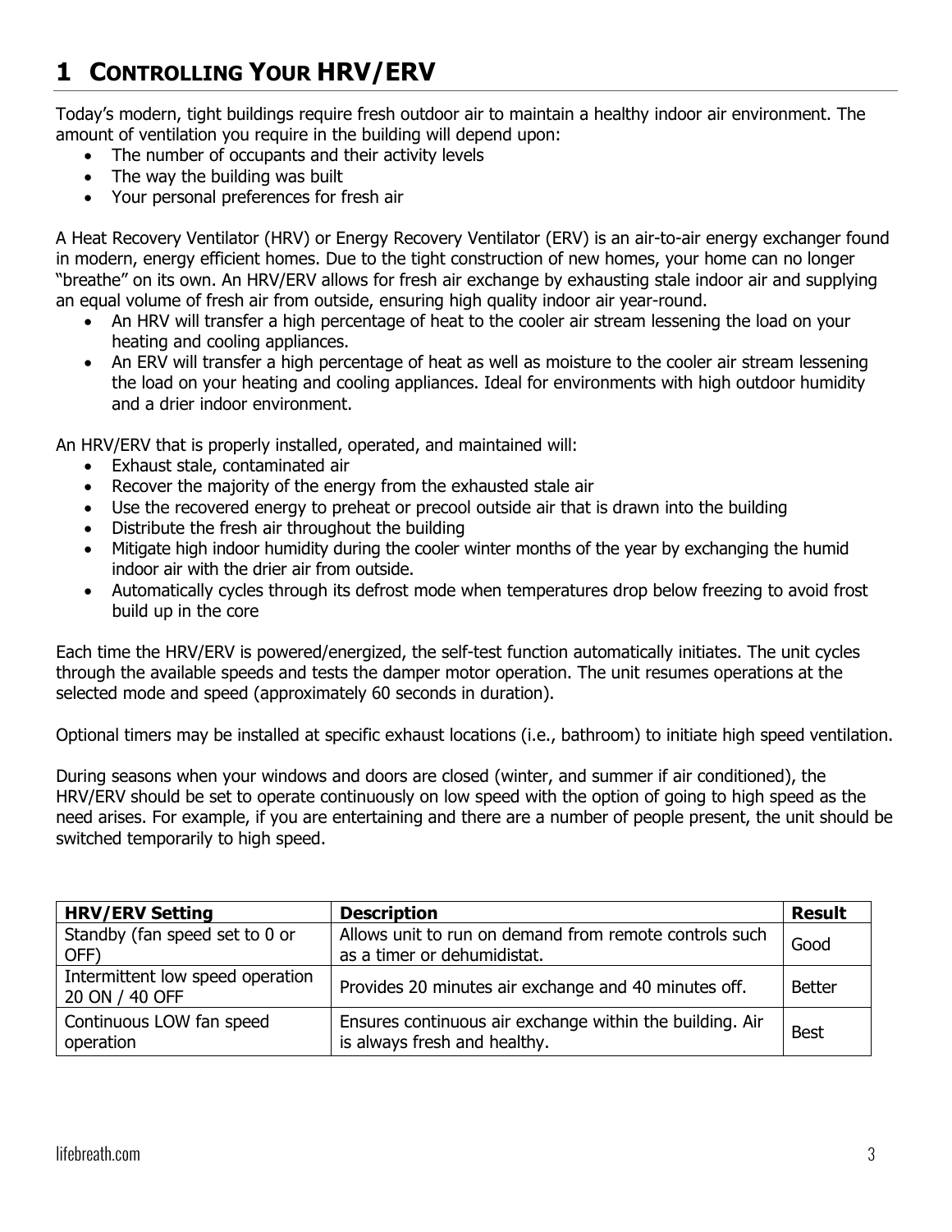# 1 CONTROLLING YOUR HRV/ERV

Today's modern, tight buildings require fresh outdoor air to maintain a healthy indoor air environment. The amount of ventilation you require in the building will depend upon:

- The number of occupants and their activity levels
- The way the building was built
- Your personal preferences for fresh air

A Heat Recovery Ventilator (HRV) or Energy Recovery Ventilator (ERV) is an air-to-air energy exchanger found in modern, energy efficient homes. Due to the tight construction of new homes, your home can no longer "breathe" on its own. An HRV/ERV allows for fresh air exchange by exhausting stale indoor air and supplying an equal volume of fresh air from outside, ensuring high quality indoor air year-round.

- An HRV will transfer a high percentage of heat to the cooler air stream lessening the load on your heating and cooling appliances.
- An ERV will transfer a high percentage of heat as well as moisture to the cooler air stream lessening the load on your heating and cooling appliances. Ideal for environments with high outdoor humidity and a drier indoor environment.

An HRV/ERV that is properly installed, operated, and maintained will:

- Exhaust stale, contaminated air
- Recover the majority of the energy from the exhausted stale air
- Use the recovered energy to preheat or precool outside air that is drawn into the building
- Distribute the fresh air throughout the building
- Mitigate high indoor humidity during the cooler winter months of the year by exchanging the humid indoor air with the drier air from outside.
- Automatically cycles through its defrost mode when temperatures drop below freezing to avoid frost build up in the core

Each time the HRV/ERV is powered/energized, the self-test function automatically initiates. The unit cycles through the available speeds and tests the damper motor operation. The unit resumes operations at the selected mode and speed (approximately 60 seconds in duration).

Optional timers may be installed at specific exhaust locations (i.e., bathroom) to initiate high speed ventilation.

During seasons when your windows and doors are closed (winter, and summer if air conditioned), the HRV/ERV should be set to operate continuously on low speed with the option of going to high speed as the need arises. For example, if you are entertaining and there are a number of people present, the unit should be switched temporarily to high speed.

| HRV/ERV Setting | Description | Result |
|---|---|---|
| Standby (fan speed set to 0 or OFF) | Allows unit to run on demand from remote controls such as a timer or dehumidistat. | Good |
| Intermittent low speed operation 20 ON / 40 OFF | Provides 20 minutes air exchange and 40 minutes off. | Better |
| Continuous LOW fan speed operation | Ensures continuous air exchange within the building. Air is always fresh and healthy. | Best |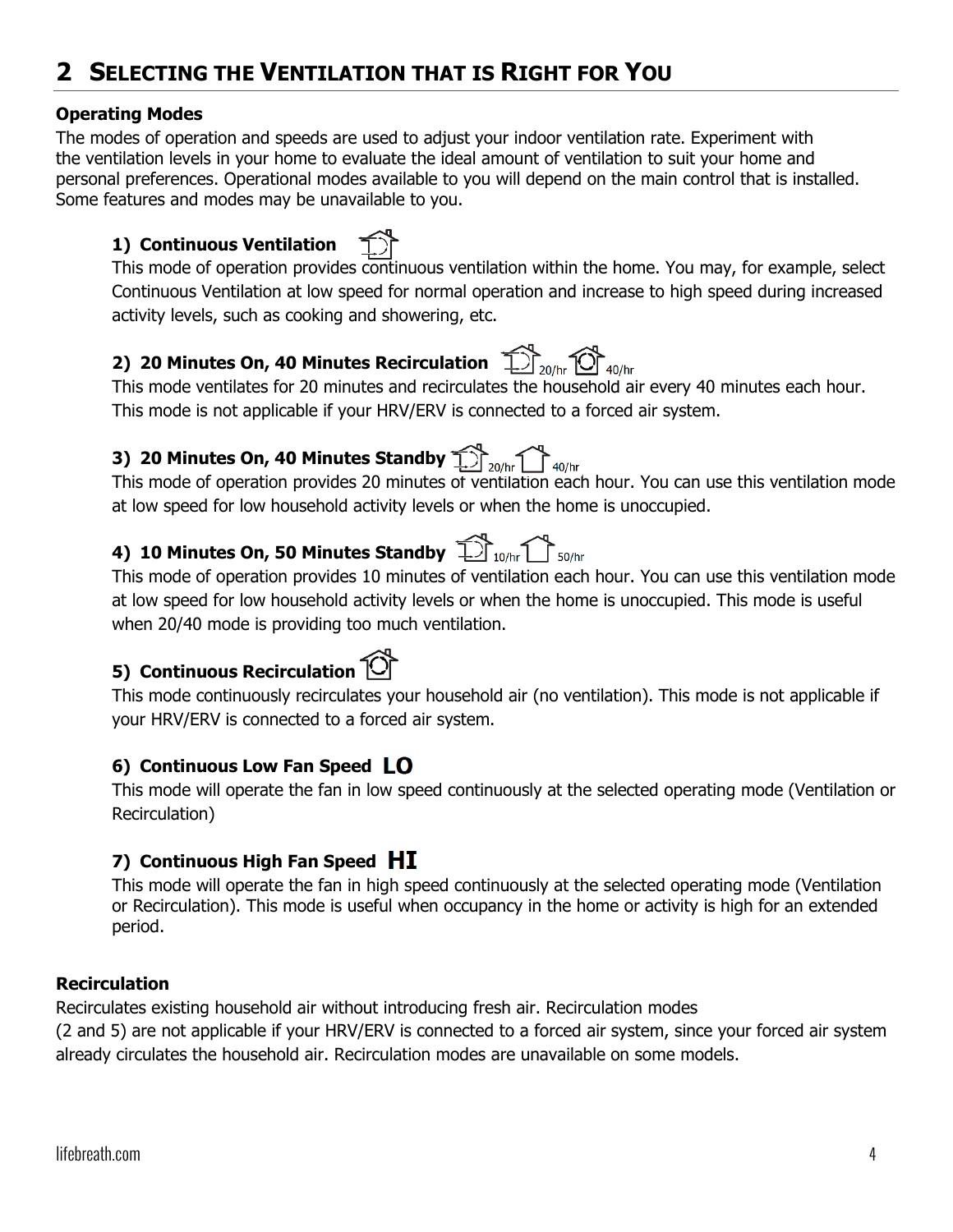## 2 SELECTING THE VENTILATION THAT IS RIGHT FOR YOU

**Operating Modes**

The modes of operation and speeds are used to adjust your indoor ventilation rate. Experiment with the ventilation levels in your home to evaluate the ideal amount of ventilation to suit your home and personal preferences. Operational modes available to you will depend on the main control that is installed. Some features and modes may be unavailable to you.

**1) Continuous Ventilation**

This mode of operation provides continuous ventilation within the home. You may, for example, select Continuous Ventilation at low speed for normal operation and increase to high speed during increased activity levels, such as cooking and showering, etc.

**2) 20 Minutes On, 40 Minutes Recirculation** 20/hr 40/hr

This mode ventilates for 20 minutes and recirculates the household air every 40 minutes each hour. This mode is not applicable if your HRV/ERV is connected to a forced air system.

**3) 20 Minutes On, 40 Minutes Standby** 20/hr 40/hr

This mode of operation provides 20 minutes of ventilation each hour. You can use this ventilation mode at low speed for low household activity levels or when the home is unoccupied.

**4) 10 Minutes On, 50 Minutes Standby** 10/hr 50/hr

This mode of operation provides 10 minutes of ventilation each hour. You can use this ventilation mode at low speed for low household activity levels or when the home is unoccupied. This mode is useful when 20/40 mode is providing too much ventilation.

**5) Continuous Recirculation**

This mode continuously recirculates your household air (no ventilation). This mode is not applicable if your HRV/ERV is connected to a forced air system.

**6) Continuous Low Fan Speed** **LO**

This mode will operate the fan in low speed continuously at the selected operating mode (Ventilation or Recirculation)

**7) Continuous High Fan Speed** **HI**

This mode will operate the fan in high speed continuously at the selected operating mode (Ventilation or Recirculation). This mode is useful when occupancy in the home or activity is high for an extended period.

**Recirculation**

Recirculates existing household air without introducing fresh air. Recirculation modes (2 and 5) are not applicable if your HRV/ERV is connected to a forced air system, since your forced air system already circulates the household air. Recirculation modes are unavailable on some models.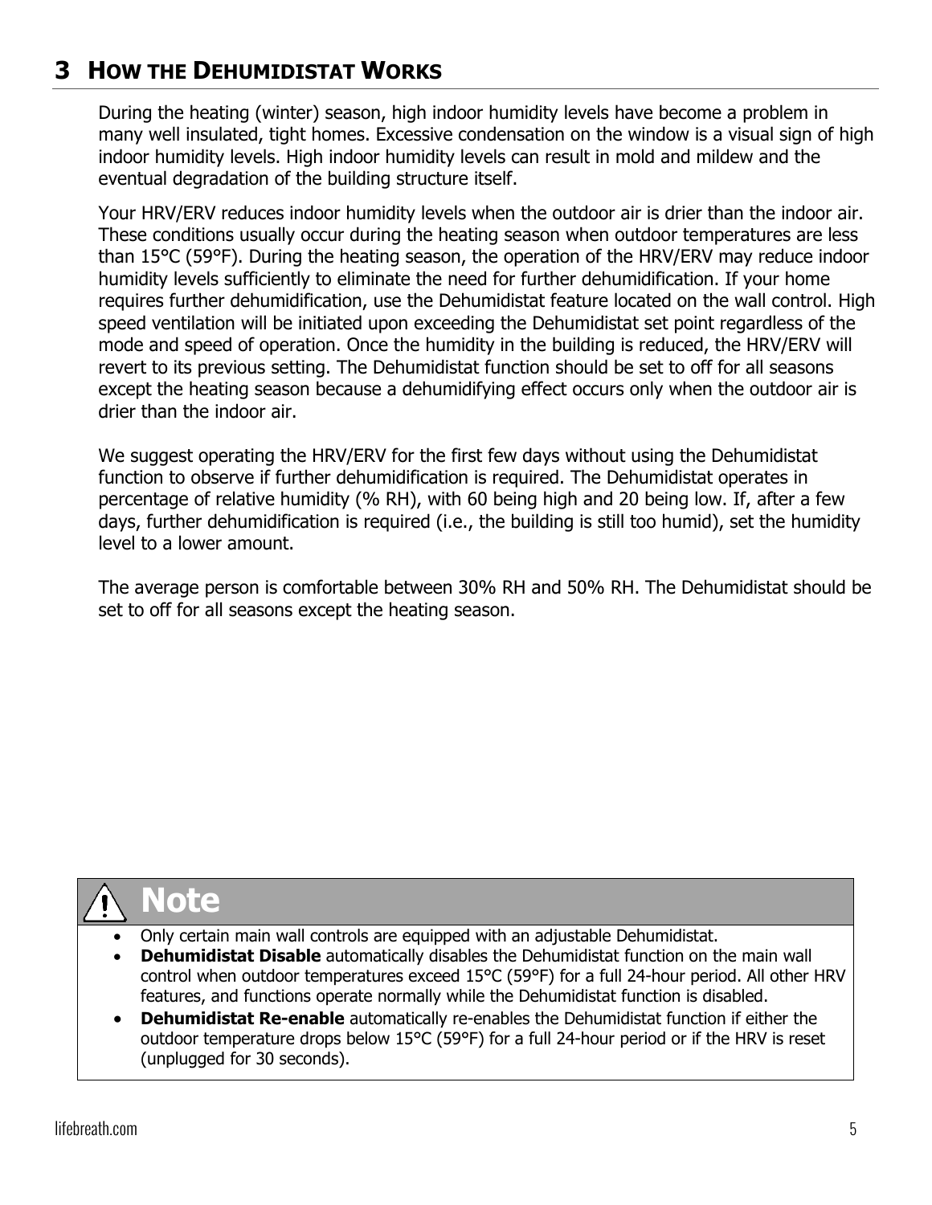# 3 HOW THE DEHUMIDISTAT WORKS

During the heating (winter) season, high indoor humidity levels have become a problem in many well insulated, tight homes. Excessive condensation on the window is a visual sign of high indoor humidity levels. High indoor humidity levels can result in mold and mildew and the eventual degradation of the building structure itself.

Your HRV/ERV reduces indoor humidity levels when the outdoor air is drier than the indoor air. These conditions usually occur during the heating season when outdoor temperatures are less than 15°C (59°F). During the heating season, the operation of the HRV/ERV may reduce indoor humidity levels sufficiently to eliminate the need for further dehumidification. If your home requires further dehumidification, use the Dehumidistat feature located on the wall control. High speed ventilation will be initiated upon exceeding the Dehumidistat set point regardless of the mode and speed of operation. Once the humidity in the building is reduced, the HRV/ERV will revert to its previous setting. The Dehumidistat function should be set to off for all seasons except the heating season because a dehumidifying effect occurs only when the outdoor air is drier than the indoor air.

We suggest operating the HRV/ERV for the first few days without using the Dehumidistat function to observe if further dehumidification is required. The Dehumidistat operates in percentage of relative humidity (% RH), with 60 being high and 20 being low. If, after a few days, further dehumidification is required (i.e., the building is still too humid), set the humidity level to a lower amount.

The average person is comfortable between 30% RH and 50% RH. The Dehumidistat should be set to off for all seasons except the heating season.

> **Note**
>
> - Only certain main wall controls are equipped with an adjustable Dehumidistat.
> - **Dehumidistat Disable** automatically disables the Dehumidistat function on the main wall control when outdoor temperatures exceed 15°C (59°F) for a full 24-hour period. All other HRV features, and functions operate normally while the Dehumidistat function is disabled.
> - **Dehumidistat Re-enable** automatically re-enables the Dehumidistat function if either the outdoor temperature drops below 15°C (59°F) for a full 24-hour period or if the HRV is reset (unplugged for 30 seconds).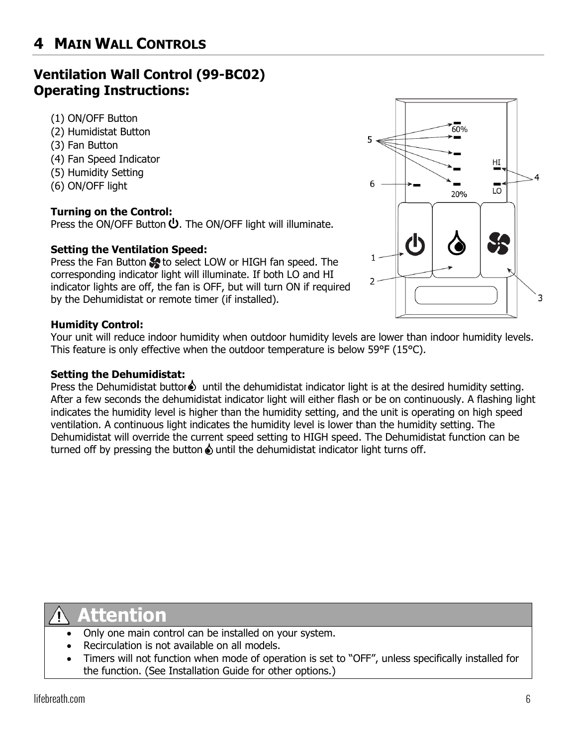# 4 MAIN WALL CONTROLS

## Ventilation Wall Control (99-BC02)
## Operating Instructions:

(1) ON/OFF Button
(2) Humidistat Button
(3) Fan Button
(4) Fan Speed Indicator
(5) Humidity Setting
(6) ON/OFF light

**Turning on the Control:**
Press the ON/OFF Button. The ON/OFF light will illuminate.

**Setting the Ventilation Speed:**
Press the Fan Button to select LOW or HIGH fan speed. The corresponding indicator light will illuminate. If both LO and HI indicator lights are off, the fan is OFF, but will turn ON if required by the Dehumidistat or remote timer (if installed).

**Humidity Control:**
Your unit will reduce indoor humidity when outdoor humidity levels are lower than indoor humidity levels. This feature is only effective when the outdoor temperature is below 59°F (15°C).

**Setting the Dehumidistat:**
Press the Dehumidistat button until the dehumidistat indicator light is at the desired humidity setting. After a few seconds the dehumidistat indicator light will either flash or be on continuously. A flashing light indicates the humidity level is higher than the humidity setting, and the unit is operating on high speed ventilation. A continuous light indicates the humidity level is lower than the humidity setting. The Dehumidistat will override the current speed setting to HIGH speed. The Dehumidistat function can be turned off by pressing the button until the dehumidistat indicator light turns off.

60%
20%
HI
LO
1
2
3
4
5
6

## ⚠ Attention

- Only one main control can be installed on your system.
- Recirculation is not available on all models.
- Timers will not function when mode of operation is set to "OFF", unless specifically installed for the function. (See Installation Guide for other options.)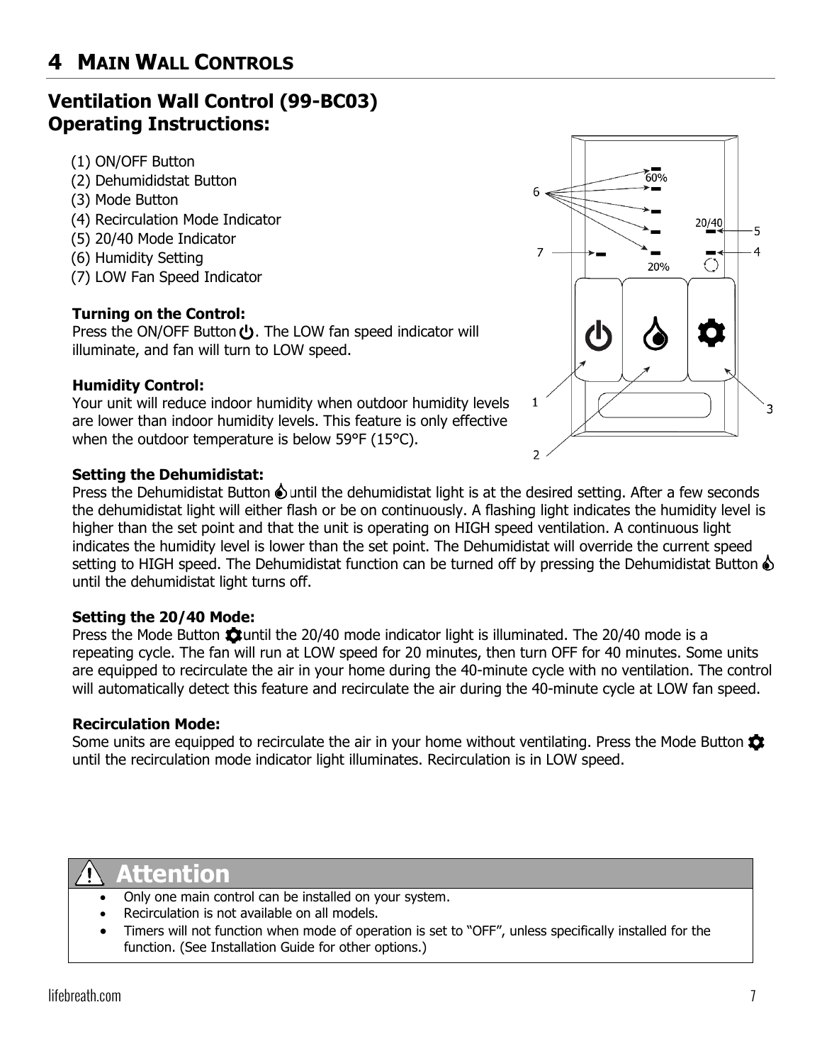# 4 MAIN WALL CONTROLS

## Ventilation Wall Control (99-BC03) Operating Instructions:

(1) ON/OFF Button
(2) Dehumididstat Button
(3) Mode Button
(4) Recirculation Mode Indicator
(5) 20/40 Mode Indicator
(6) Humidity Setting
(7) LOW Fan Speed Indicator

**Turning on the Control:**
Press the ON/OFF Button. The LOW fan speed indicator will illuminate, and fan will turn to LOW speed.

**Humidity Control:**
Your unit will reduce indoor humidity when outdoor humidity levels are lower than indoor humidity levels. This feature is only effective when the outdoor temperature is below 59°F (15°C).

**Setting the Dehumidistat:**
Press the Dehumidistat Button until the dehumidistat light is at the desired setting. After a few seconds the dehumidistat light will either flash or be on continuously. A flashing light indicates the humidity level is higher than the set point and that the unit is operating on HIGH speed ventilation. A continuous light indicates the humidity level is lower than the set point. The Dehumidistat will override the current speed setting to HIGH speed. The Dehumidistat function can be turned off by pressing the Dehumidistat Button until the dehumidistat light turns off.

**Setting the 20/40 Mode:**
Press the Mode Button until the 20/40 mode indicator light is illuminated. The 20/40 mode is a repeating cycle. The fan will run at LOW speed for 20 minutes, then turn OFF for 40 minutes. Some units are equipped to recirculate the air in your home during the 40-minute cycle with no ventilation. The control will automatically detect this feature and recirculate the air during the 40-minute cycle at LOW fan speed.

**Recirculation Mode:**
Some units are equipped to recirculate the air in your home without ventilating. Press the Mode Button until the recirculation mode indicator light illuminates. Recirculation is in LOW speed.

> **⚠ Attention**
> - Only one main control can be installed on your system.
> - Recirculation is not available on all models.
> - Timers will not function when mode of operation is set to "OFF", unless specifically installed for the function. (See Installation Guide for other options.)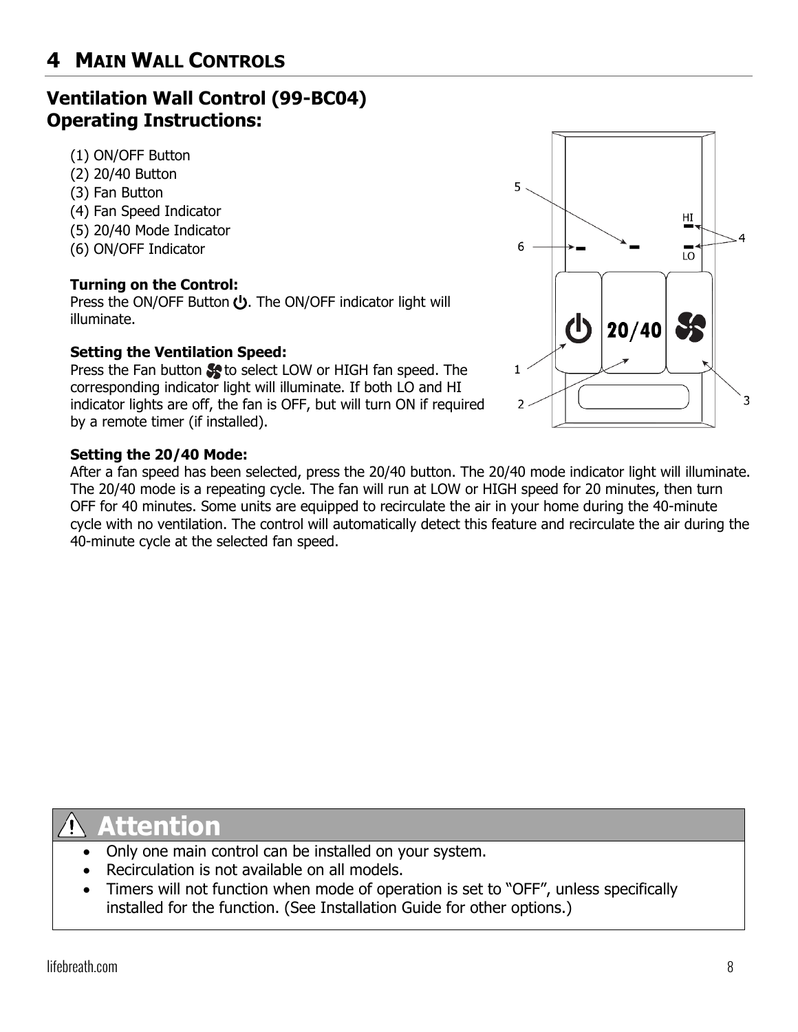# 4 Main Wall Controls

## Ventilation Wall Control (99-BC04) Operating Instructions:

(1) ON/OFF Button
(2) 20/40 Button
(3) Fan Button
(4) Fan Speed Indicator
(5) 20/40 Mode Indicator
(6) ON/OFF Indicator

**Turning on the Control:**
Press the ON/OFF Button. The ON/OFF indicator light will illuminate.

**Setting the Ventilation Speed:**
Press the Fan button to select LOW or HIGH fan speed. The corresponding indicator light will illuminate. If both LO and HI indicator lights are off, the fan is OFF, but will turn ON if required by a remote timer (if installed).

**Setting the 20/40 Mode:**
After a fan speed has been selected, press the 20/40 button. The 20/40 mode indicator light will illuminate. The 20/40 mode is a repeating cycle. The fan will run at LOW or HIGH speed for 20 minutes, then turn OFF for 40 minutes. Some units are equipped to recirculate the air in your home during the 40-minute cycle with no ventilation. The control will automatically detect this feature and recirculate the air during the 40-minute cycle at the selected fan speed.

**⚠ Attention**

- Only one main control can be installed on your system.
- Recirculation is not available on all models.
- Timers will not function when mode of operation is set to "OFF", unless specifically installed for the function. (See Installation Guide for other options.)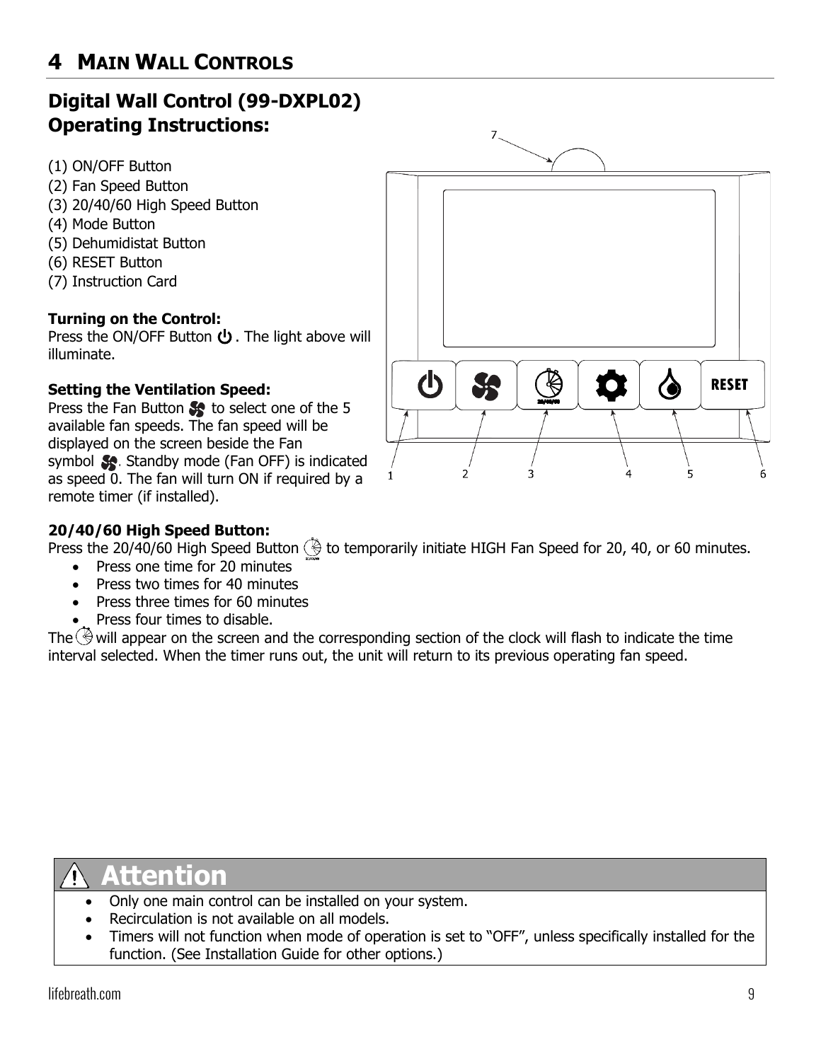# 4 MAIN WALL CONTROLS

## Digital Wall Control (99-DXPL02) Operating Instructions:

(1) ON/OFF Button
(2) Fan Speed Button
(3) 20/40/60 High Speed Button
(4) Mode Button
(5) Dehumidistat Button
(6) RESET Button
(7) Instruction Card

**Turning on the Control:**
Press the ON/OFF Button. The light above will illuminate.

**Setting the Ventilation Speed:**
Press the Fan Button to select one of the 5 available fan speeds. The fan speed will be displayed on the screen beside the Fan symbol. Standby mode (Fan OFF) is indicated as speed 0. The fan will turn ON if required by a remote timer (if installed).

**20/40/60 High Speed Button:**
Press the 20/40/60 High Speed Button to temporarily initiate HIGH Fan Speed for 20, 40, or 60 minutes.

- Press one time for 20 minutes
- Press two times for 40 minutes
- Press three times for 60 minutes
- Press four times to disable.

The will appear on the screen and the corresponding section of the clock will flash to indicate the time interval selected. When the timer runs out, the unit will return to its previous operating fan speed.

### ⚠ Attention

- Only one main control can be installed on your system.
- Recirculation is not available on all models.
- Timers will not function when mode of operation is set to "OFF", unless specifically installed for the function. (See Installation Guide for other options.)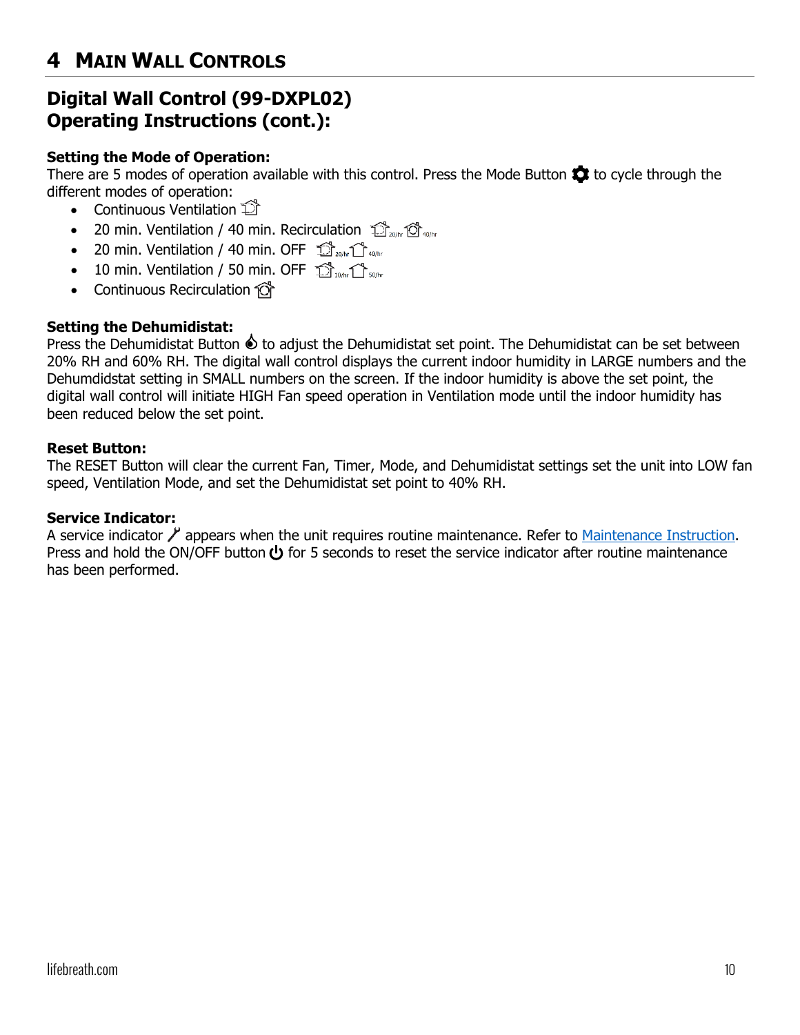# 4 Main Wall Controls

## Digital Wall Control (99-DXPL02) Operating Instructions (cont.):

**Setting the Mode of Operation:**
There are 5 modes of operation available with this control. Press the Mode Button to cycle through the different modes of operation:

- Continuous Ventilation
- 20 min. Ventilation / 40 min. Recirculation 20/hr 40/hr
- 20 min. Ventilation / 40 min. OFF 20/hr 40/hr
- 10 min. Ventilation / 50 min. OFF 10/hr 50/hr
- Continuous Recirculation

**Setting the Dehumidistat:**
Press the Dehumidistat Button to adjust the Dehumidistat set point. The Dehumidistat can be set between 20% RH and 60% RH. The digital wall control displays the current indoor humidity in LARGE numbers and the Dehumdidstat setting in SMALL numbers on the screen. If the indoor humidity is above the set point, the digital wall control will initiate HIGH Fan speed operation in Ventilation mode until the indoor humidity has been reduced below the set point.

**Reset Button:**
The RESET Button will clear the current Fan, Timer, Mode, and Dehumidistat settings set the unit into LOW fan speed, Ventilation Mode, and set the Dehumidistat set point to 40% RH.

**Service Indicator:**
A service indicator appears when the unit requires routine maintenance. Refer to Maintenance Instruction. Press and hold the ON/OFF button for 5 seconds to reset the service indicator after routine maintenance has been performed.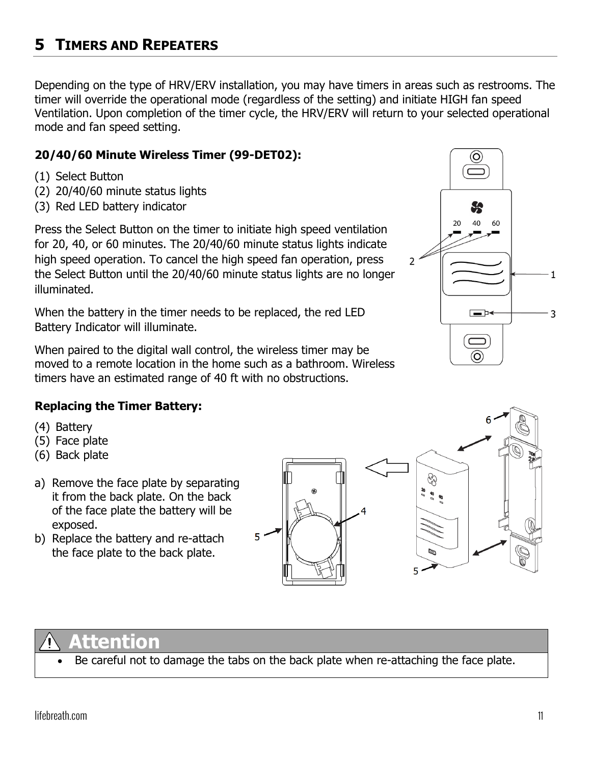# 5 Timers and Repeaters

Depending on the type of HRV/ERV installation, you may have timers in areas such as restrooms. The timer will override the operational mode (regardless of the setting) and initiate HIGH fan speed Ventilation. Upon completion of the timer cycle, the HRV/ERV will return to your selected operational mode and fan speed setting.

**20/40/60 Minute Wireless Timer (99-DET02):**

(1) Select Button
(2) 20/40/60 minute status lights
(3) Red LED battery indicator

Press the Select Button on the timer to initiate high speed ventilation for 20, 40, or 60 minutes. The 20/40/60 minute status lights indicate high speed operation. To cancel the high speed fan operation, press the Select Button until the 20/40/60 minute status lights are no longer illuminated.

When the battery in the timer needs to be replaced, the red LED Battery Indicator will illuminate.

When paired to the digital wall control, the wireless timer may be moved to a remote location in the home such as a bathroom. Wireless timers have an estimated range of 40 ft with no obstructions.

**Replacing the Timer Battery:**

(4) Battery
(5) Face plate
(6) Back plate

a) Remove the face plate by separating it from the back plate. On the back of the face plate the battery will be exposed.
b) Replace the battery and re-attach the face plate to the back plate.

**⚠ Attention**

- Be careful not to damage the tabs on the back plate when re-attaching the face plate.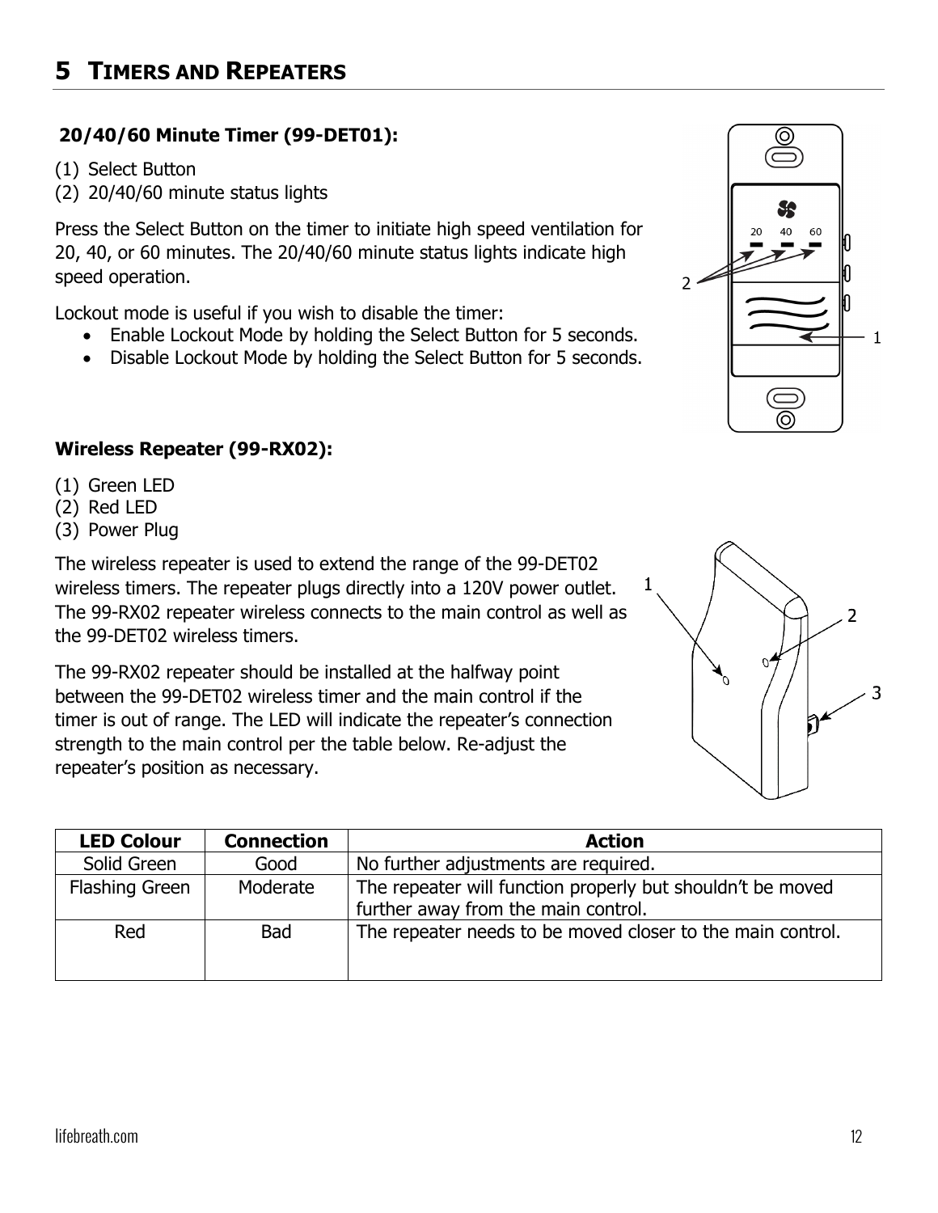# 5 TIMERS AND REPEATERS

**20/40/60 Minute Timer (99-DET01):**

(1) Select Button
(2) 20/40/60 minute status lights

Press the Select Button on the timer to initiate high speed ventilation for 20, 40, or 60 minutes. The 20/40/60 minute status lights indicate high speed operation.

Lockout mode is useful if you wish to disable the timer:

- Enable Lockout Mode by holding the Select Button for 5 seconds.
- Disable Lockout Mode by holding the Select Button for 5 seconds.

**Wireless Repeater (99-RX02):**

(1) Green LED
(2) Red LED
(3) Power Plug

The wireless repeater is used to extend the range of the 99-DET02 wireless timers. The repeater plugs directly into a 120V power outlet. The 99-RX02 repeater wireless connects to the main control as well as the 99-DET02 wireless timers.

The 99-RX02 repeater should be installed at the halfway point between the 99-DET02 wireless timer and the main control if the timer is out of range. The LED will indicate the repeater's connection strength to the main control per the table below. Re-adjust the repeater's position as necessary.

| LED Colour | Connection | Action |
|---|---|---|
| Solid Green | Good | No further adjustments are required. |
| Flashing Green | Moderate | The repeater will function properly but shouldn't be moved further away from the main control. |
| Red | Bad | The repeater needs to be moved closer to the main control. |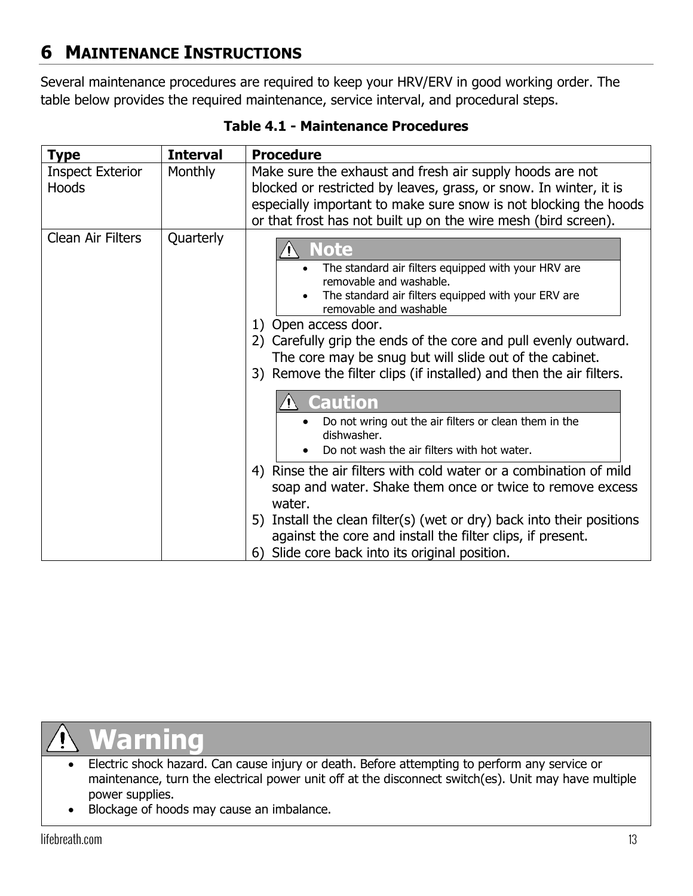# 6 MAINTENANCE INSTRUCTIONS

Several maintenance procedures are required to keep your HRV/ERV in good working order. The table below provides the required maintenance, service interval, and procedural steps.

**Table 4.1 - Maintenance Procedures**

| Type | Interval | Procedure |
|---|---|---|
| Inspect Exterior Hoods | Monthly | Make sure the exhaust and fresh air supply hoods are not blocked or restricted by leaves, grass, or snow. In winter, it is especially important to make sure snow is not blocking the hoods or that frost has not built up on the wire mesh (bird screen). |
| Clean Air Filters | Quarterly | **⚠ Note**<br>• The standard air filters equipped with your HRV are removable and washable.<br>• The standard air filters equipped with your ERV are removable and washable<br>1) Open access door.<br>2) Carefully grip the ends of the core and pull evenly outward. The core may be snug but will slide out of the cabinet.<br>3) Remove the filter clips (if installed) and then the air filters.<br>**⚠ Caution**<br>• Do not wring out the air filters or clean them in the dishwasher.<br>• Do not wash the air filters with hot water.<br>4) Rinse the air filters with cold water or a combination of mild soap and water. Shake them once or twice to remove excess water.<br>5) Install the clean filter(s) (wet or dry) back into their positions against the core and install the filter clips, if present.<br>6) Slide core back into its original position. |

**⚠ Warning**

- Electric shock hazard. Can cause injury or death. Before attempting to perform any service or maintenance, turn the electrical power unit off at the disconnect switch(es). Unit may have multiple power supplies.
- Blockage of hoods may cause an imbalance.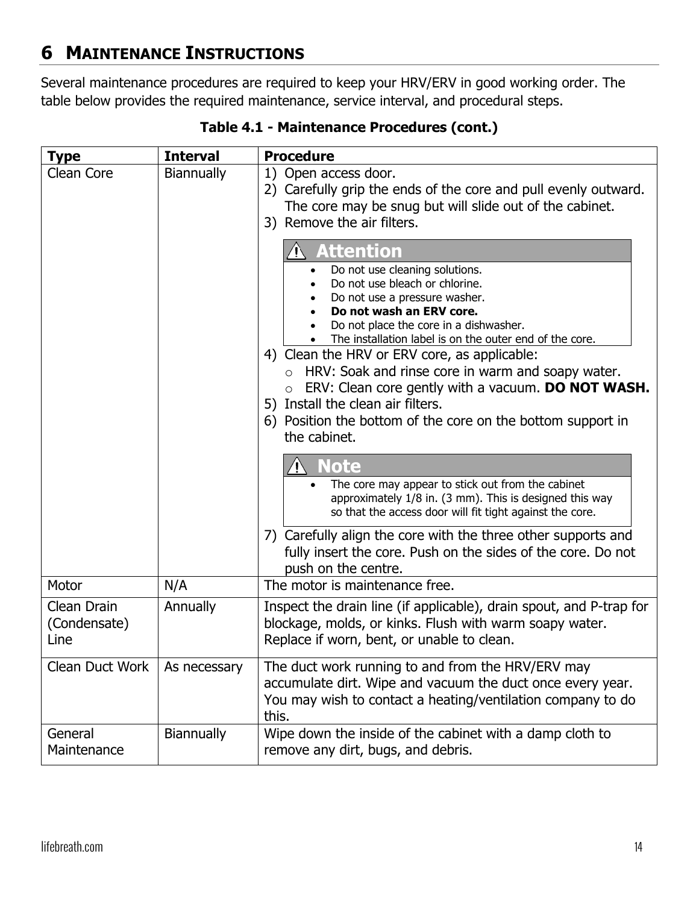# 6 MAINTENANCE INSTRUCTIONS

Several maintenance procedures are required to keep your HRV/ERV in good working order. The table below provides the required maintenance, service interval, and procedural steps.

**Table 4.1 - Maintenance Procedures (cont.)**

| Type | Interval | Procedure |
|---|---|---|
| Clean Core | Biannually | 1) Open access door.<br>2) Carefully grip the ends of the core and pull evenly outward. The core may be snug but will slide out of the cabinet.<br>3) Remove the air filters.<br>⚠ **Attention**<br>• Do not use cleaning solutions.<br>• Do not use bleach or chlorine.<br>• Do not use a pressure washer.<br>• **Do not wash an ERV core.**<br>• Do not place the core in a dishwasher.<br>• The installation label is on the outer end of the core.<br>4) Clean the HRV or ERV core, as applicable:<br>o HRV: Soak and rinse core in warm and soapy water.<br>o ERV: Clean core gently with a vacuum. **DO NOT WASH.**<br>5) Install the clean air filters.<br>6) Position the bottom of the core on the bottom support in the cabinet.<br>⚠ **Note**<br>• The core may appear to stick out from the cabinet approximately 1/8 in. (3 mm). This is designed this way so that the access door will fit tight against the core.<br>7) Carefully align the core with the three other supports and fully insert the core. Push on the sides of the core. Do not push on the centre. |
| Motor | N/A | The motor is maintenance free. |
| Clean Drain (Condensate) Line | Annually | Inspect the drain line (if applicable), drain spout, and P-trap for blockage, molds, or kinks. Flush with warm soapy water. Replace if worn, bent, or unable to clean. |
| Clean Duct Work | As necessary | The duct work running to and from the HRV/ERV may accumulate dirt. Wipe and vacuum the duct once every year. You may wish to contact a heating/ventilation company to do this. |
| General Maintenance | Biannually | Wipe down the inside of the cabinet with a damp cloth to remove any dirt, bugs, and debris. |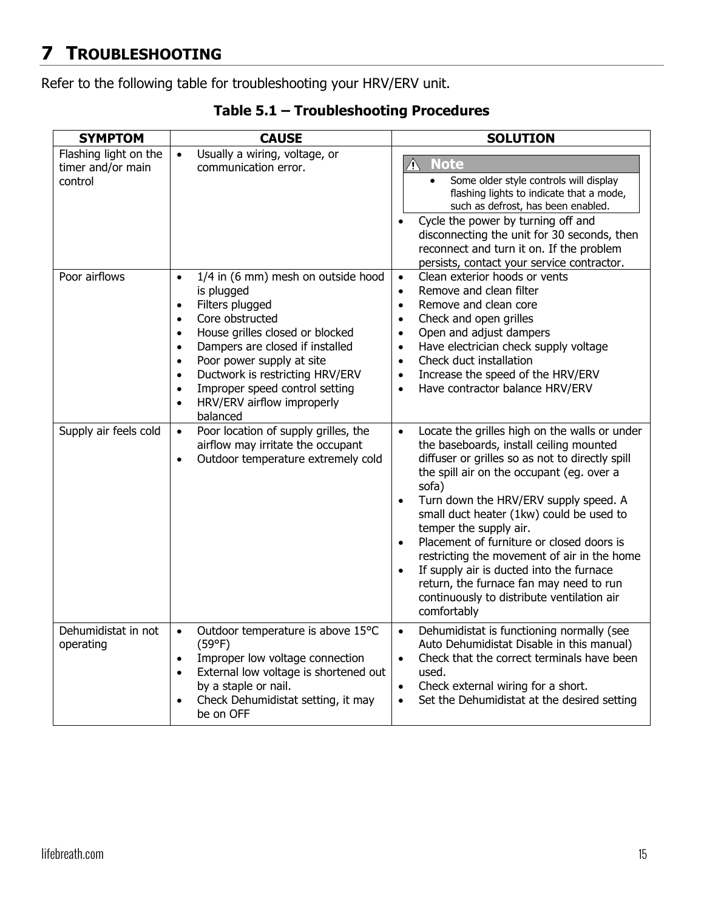# 7 TROUBLESHOOTING

Refer to the following table for troubleshooting your HRV/ERV unit.

**Table 5.1 – Troubleshooting Procedures**

| SYMPTOM | CAUSE | SOLUTION |
|---|---|---|
| Flashing light on the timer and/or main control | • Usually a wiring, voltage, or communication error. | ⚠ **Note** • Some older style controls will display flashing lights to indicate that a mode, such as defrost, has been enabled. • Cycle the power by turning off and disconnecting the unit for 30 seconds, then reconnect and turn it on. If the problem persists, contact your service contractor. |
| Poor airflows | • 1/4 in (6 mm) mesh on outside hood is plugged • Filters plugged • Core obstructed • House grilles closed or blocked • Dampers are closed if installed • Poor power supply at site • Ductwork is restricting HRV/ERV • Improper speed control setting • HRV/ERV airflow improperly balanced | • Clean exterior hoods or vents • Remove and clean filter • Remove and clean core • Check and open grilles • Open and adjust dampers • Have electrician check supply voltage • Check duct installation • Increase the speed of the HRV/ERV • Have contractor balance HRV/ERV |
| Supply air feels cold | • Poor location of supply grilles, the airflow may irritate the occupant • Outdoor temperature extremely cold | • Locate the grilles high on the walls or under the baseboards, install ceiling mounted diffuser or grilles so as not to directly spill the spill air on the occupant (eg. over a sofa) • Turn down the HRV/ERV supply speed. A small duct heater (1kw) could be used to temper the supply air. • Placement of furniture or closed doors is restricting the movement of air in the home • If supply air is ducted into the furnace return, the furnace fan may need to run continuously to distribute ventilation air comfortably |
| Dehumidistat in not operating | • Outdoor temperature is above 15°C (59°F) • Improper low voltage connection • External low voltage is shortened out by a staple or nail. • Check Dehumidistat setting, it may be on OFF | • Dehumidistat is functioning normally (see Auto Dehumidistat Disable in this manual) • Check that the correct terminals have been used. • Check external wiring for a short. • Set the Dehumidistat at the desired setting |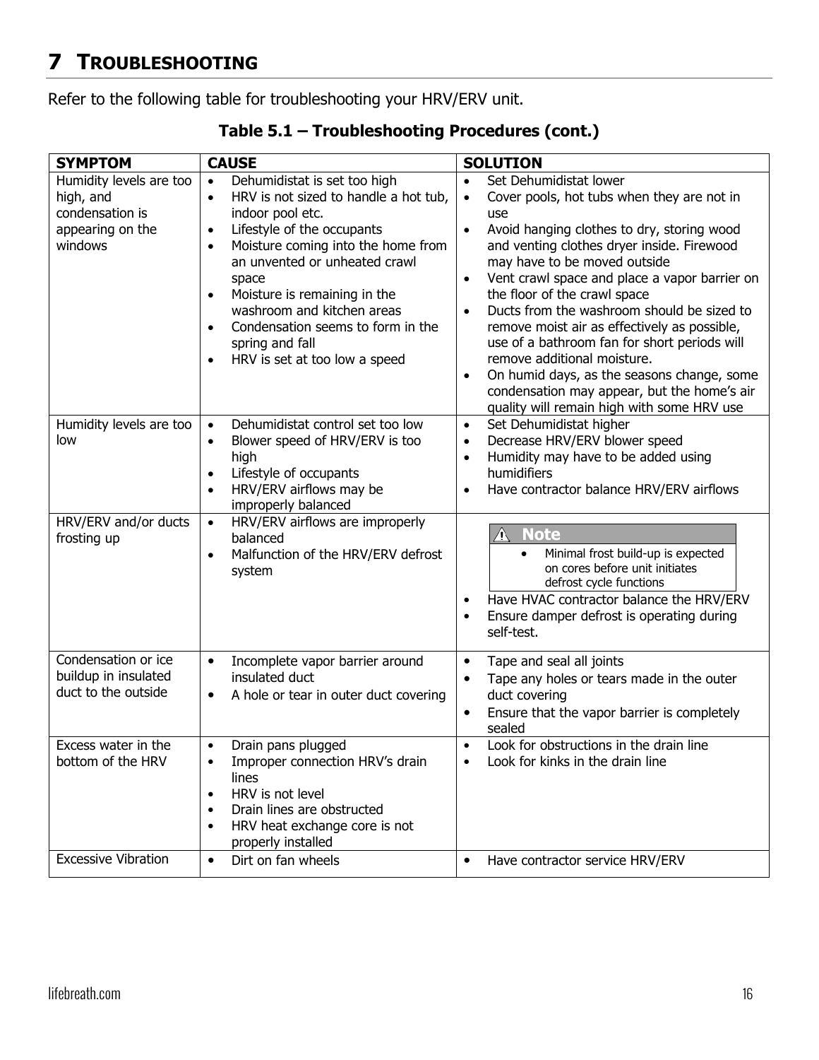# 7 TROUBLESHOOTING

Refer to the following table for troubleshooting your HRV/ERV unit.

**Table 5.1 – Troubleshooting Procedures (cont.)**

| SYMPTOM | CAUSE | SOLUTION |
|---|---|---|
| Humidity levels are too high, and condensation is appearing on the windows | • Dehumidistat is set too high<br>• HRV is not sized to handle a hot tub, indoor pool etc.<br>• Lifestyle of the occupants<br>• Moisture coming into the home from an unvented or unheated crawl space<br>• Moisture is remaining in the washroom and kitchen areas<br>• Condensation seems to form in the spring and fall<br>• HRV is set at too low a speed | • Set Dehumidistat lower<br>• Cover pools, hot tubs when they are not in use<br>• Avoid hanging clothes to dry, storing wood and venting clothes dryer inside. Firewood may have to be moved outside<br>• Vent crawl space and place a vapor barrier on the floor of the crawl space<br>• Ducts from the washroom should be sized to remove moist air as effectively as possible, use of a bathroom fan for short periods will remove additional moisture.<br>• On humid days, as the seasons change, some condensation may appear, but the home's air quality will remain high with some HRV use |
| Humidity levels are too low | • Dehumidistat control set too low<br>• Blower speed of HRV/ERV is too high<br>• Lifestyle of occupants<br>• HRV/ERV airflows may be improperly balanced | • Set Dehumidistat higher<br>• Decrease HRV/ERV blower speed<br>• Humidity may have to be added using humidifiers<br>• Have contractor balance HRV/ERV airflows |
| HRV/ERV and/or ducts frosting up | • HRV/ERV airflows are improperly balanced<br>• Malfunction of the HRV/ERV defrost system | ⚠ **Note**<br>• Minimal frost build-up is expected on cores before unit initiates defrost cycle functions<br><br>• Have HVAC contractor balance the HRV/ERV<br>• Ensure damper defrost is operating during self-test. |
| Condensation or ice buildup in insulated duct to the outside | • Incomplete vapor barrier around insulated duct<br>• A hole or tear in outer duct covering | • Tape and seal all joints<br>• Tape any holes or tears made in the outer duct covering<br>• Ensure that the vapor barrier is completely sealed |
| Excess water in the bottom of the HRV | • Drain pans plugged<br>• Improper connection HRV's drain lines<br>• HRV is not level<br>• Drain lines are obstructed<br>• HRV heat exchange core is not properly installed | • Look for obstructions in the drain line<br>• Look for kinks in the drain line |
| Excessive Vibration | • Dirt on fan wheels | • Have contractor service HRV/ERV |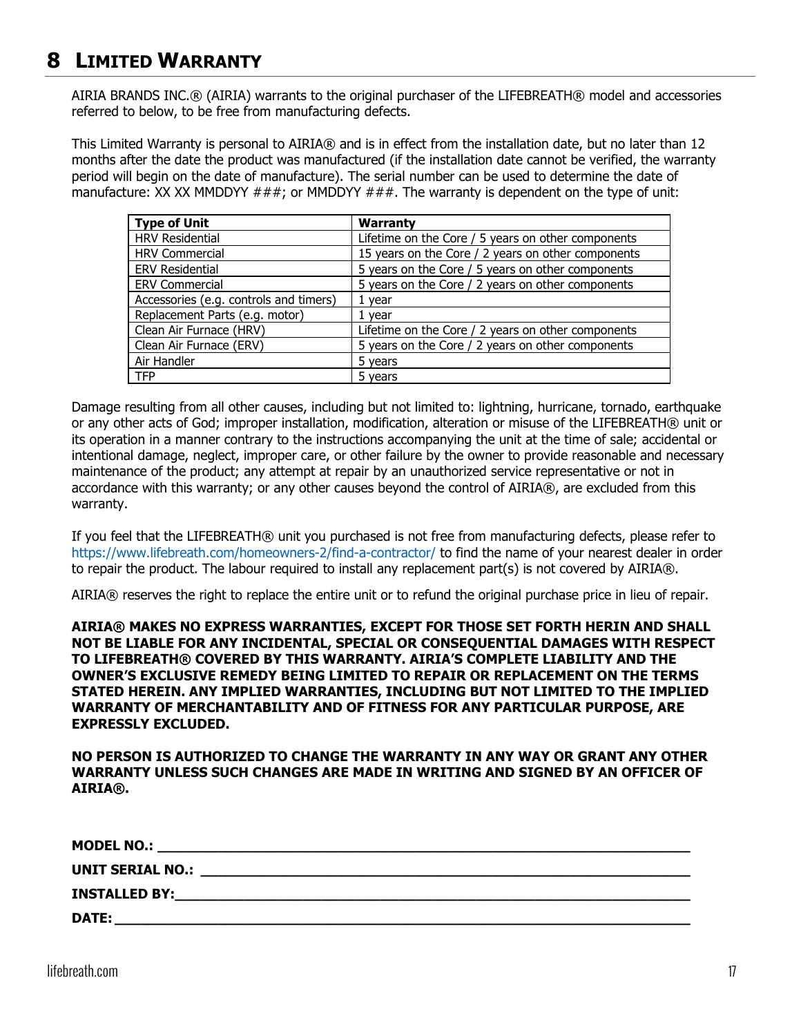# 8 LIMITED WARRANTY

AIRIA BRANDS INC.® (AIRIA) warrants to the original purchaser of the LIFEBREATH® model and accessories referred to below, to be free from manufacturing defects.

This Limited Warranty is personal to AIRIA® and is in effect from the installation date, but no later than 12 months after the date the product was manufactured (if the installation date cannot be verified, the warranty period will begin on the date of manufacture). The serial number can be used to determine the date of manufacture: XX XX MMDDYY ###; or MMDDYY ###. The warranty is dependent on the type of unit:

| Type of Unit | Warranty |
|---|---|
| HRV Residential | Lifetime on the Core / 5 years on other components |
| HRV Commercial | 15 years on the Core / 2 years on other components |
| ERV Residential | 5 years on the Core / 5 years on other components |
| ERV Commercial | 5 years on the Core / 2 years on other components |
| Accessories (e.g. controls and timers) | 1 year |
| Replacement Parts (e.g. motor) | 1 year |
| Clean Air Furnace (HRV) | Lifetime on the Core / 2 years on other components |
| Clean Air Furnace (ERV) | 5 years on the Core / 2 years on other components |
| Air Handler | 5 years |
| TFP | 5 years |

Damage resulting from all other causes, including but not limited to: lightning, hurricane, tornado, earthquake or any other acts of God; improper installation, modification, alteration or misuse of the LIFEBREATH® unit or its operation in a manner contrary to the instructions accompanying the unit at the time of sale; accidental or intentional damage, neglect, improper care, or other failure by the owner to provide reasonable and necessary maintenance of the product; any attempt at repair by an unauthorized service representative or not in accordance with this warranty; or any other causes beyond the control of AIRIA®, are excluded from this warranty.

If you feel that the LIFEBREATH® unit you purchased is not free from manufacturing defects, please refer to https://www.lifebreath.com/homeowners-2/find-a-contractor/ to find the name of your nearest dealer in order to repair the product. The labour required to install any replacement part(s) is not covered by AIRIA®.

AIRIA® reserves the right to replace the entire unit or to refund the original purchase price in lieu of repair.

**AIRIA® MAKES NO EXPRESS WARRANTIES, EXCEPT FOR THOSE SET FORTH HERIN AND SHALL NOT BE LIABLE FOR ANY INCIDENTAL, SPECIAL OR CONSEQUENTIAL DAMAGES WITH RESPECT TO LIFEBREATH® COVERED BY THIS WARRANTY. AIRIA'S COMPLETE LIABILITY AND THE OWNER'S EXCLUSIVE REMEDY BEING LIMITED TO REPAIR OR REPLACEMENT ON THE TERMS STATED HEREIN. ANY IMPLIED WARRANTIES, INCLUDING BUT NOT LIMITED TO THE IMPLIED WARRANTY OF MERCHANTABILITY AND OF FITNESS FOR ANY PARTICULAR PURPOSE, ARE EXPRESSLY EXCLUDED.**

**NO PERSON IS AUTHORIZED TO CHANGE THE WARRANTY IN ANY WAY OR GRANT ANY OTHER WARRANTY UNLESS SUCH CHANGES ARE MADE IN WRITING AND SIGNED BY AN OFFICER OF AIRIA®.**

**MODEL NO.:** ____________________

**UNIT SERIAL NO.:** ____________________

**INSTALLED BY:** ____________________

**DATE:** ____________________